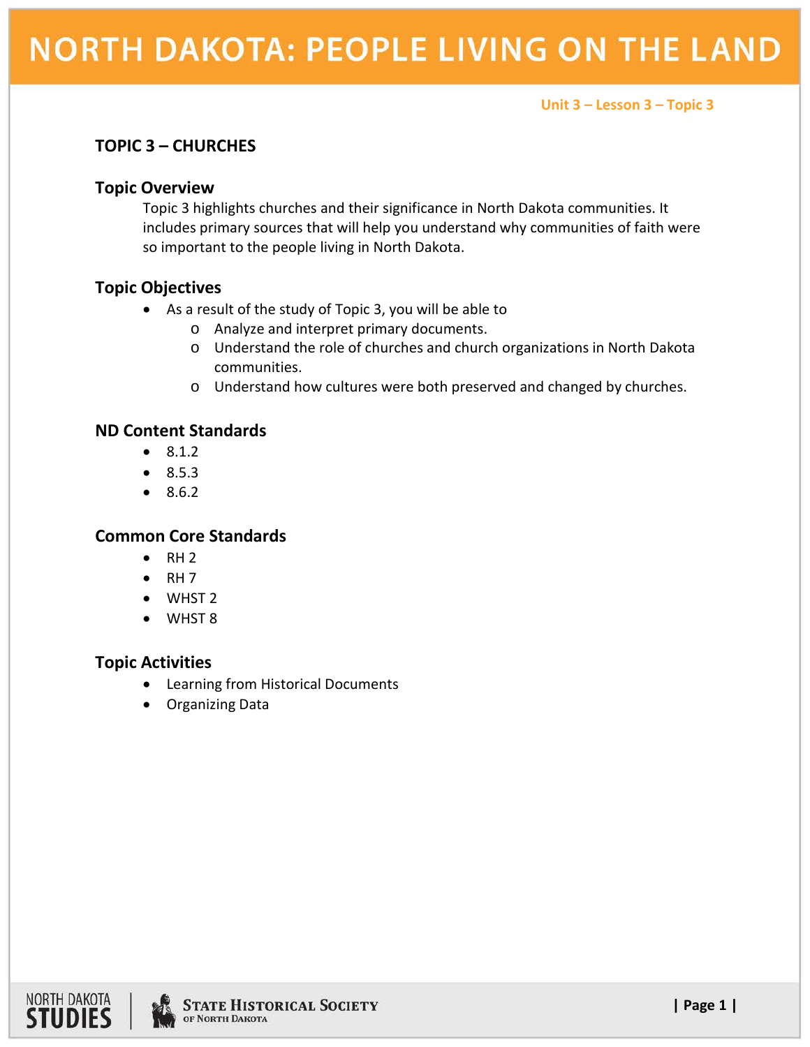# NORTH DAKOTA: PEOPLE LIVING ON THE LAND

Unit 3 – Lesson 3 – Topic 3

## TOPIC 3 – CHURCHES

### Topic Overview

Topic 3 highlights churches and their significance in North Dakota communities. It includes primary sources that will help you understand why communities of faith were so important to the people living in North Dakota.

### Topic Objectives

- As a result of the study of Topic 3, you will be able to
  - Analyze and interpret primary documents.
  - Understand the role of churches and church organizations in North Dakota communities.
  - Understand how cultures were both preserved and changed by churches.

### ND Content Standards

- 8.1.2
- 8.5.3
- 8.6.2

### Common Core Standards

- RH 2
- RH 7
- WHST 2
- WHST 8

### Topic Activities

- Learning from Historical Documents
- Organizing Data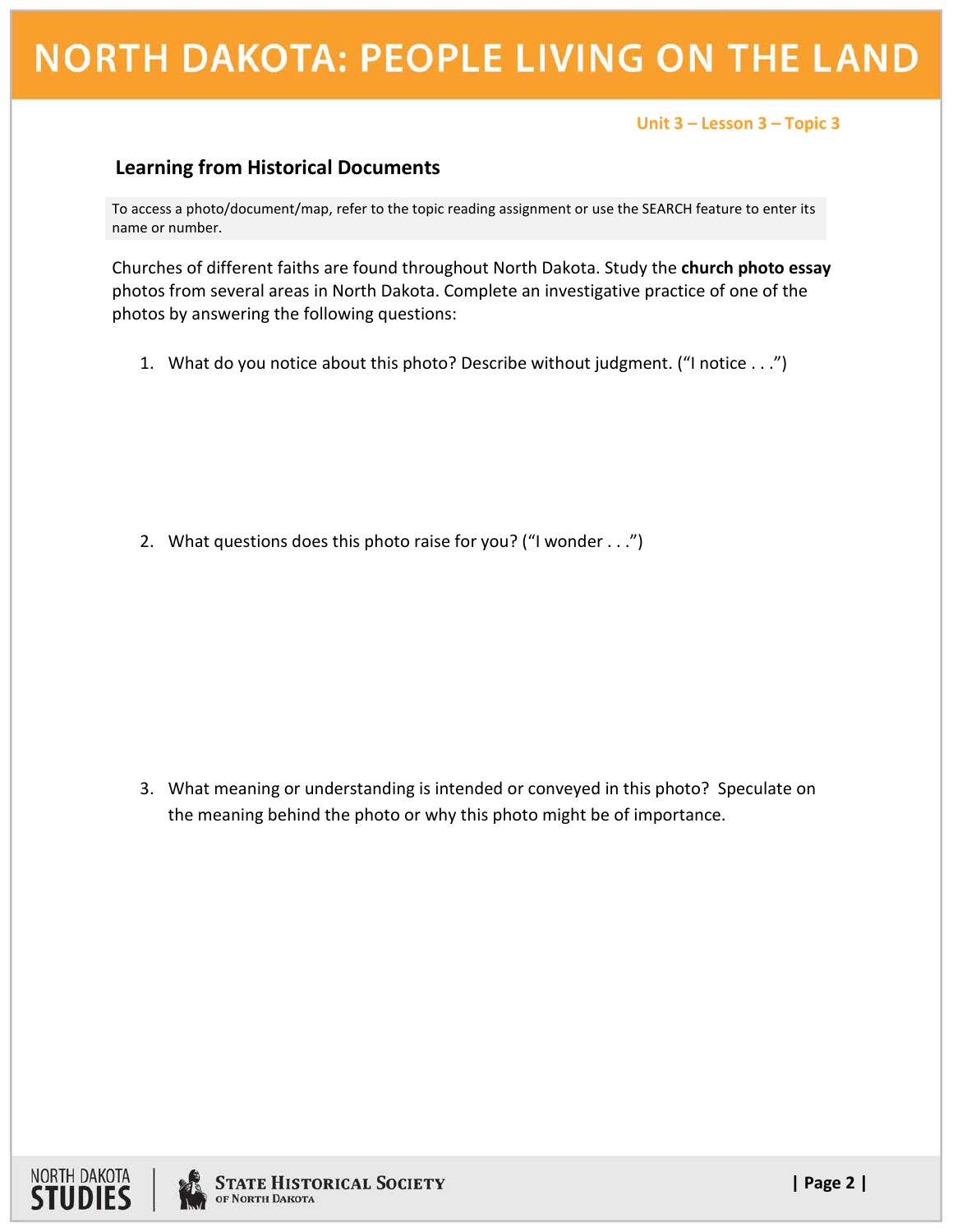Unit 3 – Lesson 3 – Topic 3

## Learning from Historical Documents

To access a photo/document/map, refer to the topic reading assignment or use the SEARCH feature to enter its name or number.

Churches of different faiths are found throughout North Dakota. Study the **church photo essay** photos from several areas in North Dakota. Complete an investigative practice of one of the photos by answering the following questions:

1. What do you notice about this photo? Describe without judgment. ("I notice . . .")

2. What questions does this photo raise for you? ("I wonder . . .")

3. What meaning or understanding is intended or conveyed in this photo? Speculate on the meaning behind the photo or why this photo might be of importance.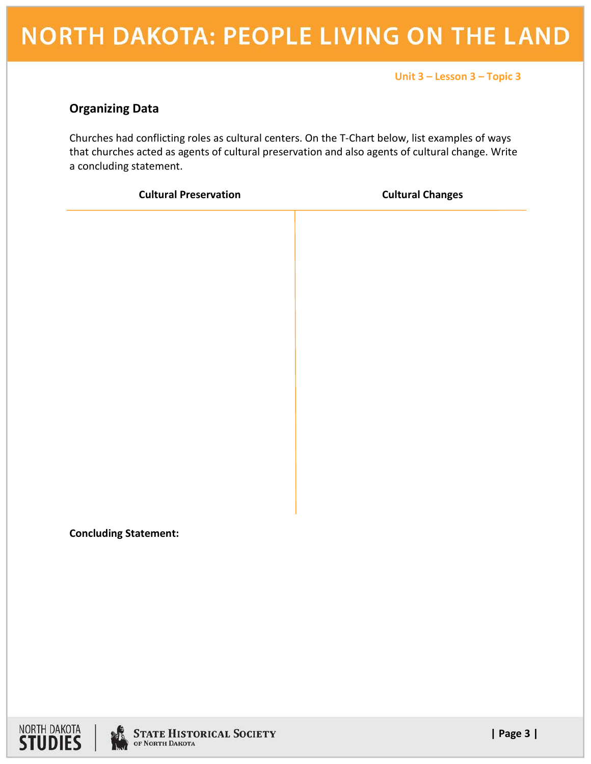# NORTH DAKOTA: PEOPLE LIVING ON THE LAND

Unit 3 – Lesson 3 – Topic 3

## Organizing Data

Churches had conflicting roles as cultural centers. On the T-Chart below, list examples of ways that churches acted as agents of cultural preservation and also agents of cultural change. Write a concluding statement.

| Cultural Preservation | Cultural Changes |
| --- | --- |
| | |

**Concluding Statement:**